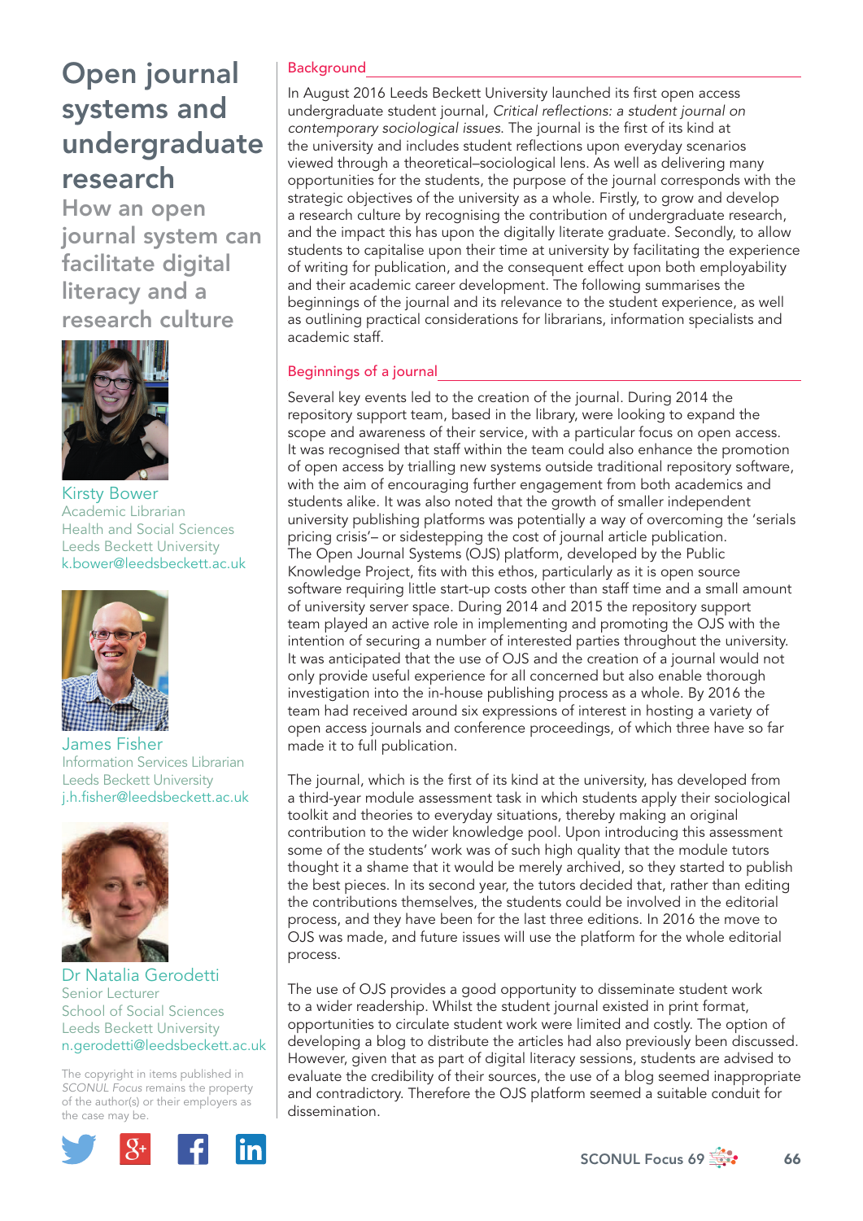# Open journal systems and undergraduate research

## How an open journal system can facilitate digital literacy and a research culture

Kirsty Bower
Academic Librarian
Health and Social Sciences
Leeds Beckett University
k.bower@leedsbeckett.ac.uk

James Fisher
Information Services Librarian
Leeds Beckett University
j.h.fisher@leedsbeckett.ac.uk

Dr Natalia Gerodetti
Senior Lecturer
School of Social Sciences
Leeds Beckett University
n.gerodetti@leedsbeckett.ac.uk

The copyright in items published in *SCONUL Focus* remains the property of the author(s) or their employers as the case may be.

### Background

In August 2016 Leeds Beckett University launched its first open access undergraduate student journal, *Critical reflections: a student journal on contemporary sociological issues.* The journal is the first of its kind at the university and includes student reflections upon everyday scenarios viewed through a theoretical–sociological lens. As well as delivering many opportunities for the students, the purpose of the journal corresponds with the strategic objectives of the university as a whole. Firstly, to grow and develop a research culture by recognising the contribution of undergraduate research, and the impact this has upon the digitally literate graduate. Secondly, to allow students to capitalise upon their time at university by facilitating the experience of writing for publication, and the consequent effect upon both employability and their academic career development. The following summarises the beginnings of the journal and its relevance to the student experience, as well as outlining practical considerations for librarians, information specialists and academic staff.

### Beginnings of a journal

Several key events led to the creation of the journal. During 2014 the repository support team, based in the library, were looking to expand the scope and awareness of their service, with a particular focus on open access. It was recognised that staff within the team could also enhance the promotion of open access by trialling new systems outside traditional repository software, with the aim of encouraging further engagement from both academics and students alike. It was also noted that the growth of smaller independent university publishing platforms was potentially a way of overcoming the 'serials pricing crisis'– or sidestepping the cost of journal article publication. The Open Journal Systems (OJS) platform, developed by the Public Knowledge Project, fits with this ethos, particularly as it is open source software requiring little start-up costs other than staff time and a small amount of university server space. During 2014 and 2015 the repository support team played an active role in implementing and promoting the OJS with the intention of securing a number of interested parties throughout the university. It was anticipated that the use of OJS and the creation of a journal would not only provide useful experience for all concerned but also enable thorough investigation into the in-house publishing process as a whole. By 2016 the team had received around six expressions of interest in hosting a variety of open access journals and conference proceedings, of which three have so far made it to full publication.

The journal, which is the first of its kind at the university, has developed from a third-year module assessment task in which students apply their sociological toolkit and theories to everyday situations, thereby making an original contribution to the wider knowledge pool. Upon introducing this assessment some of the students' work was of such high quality that the module tutors thought it a shame that it would be merely archived, so they started to publish the best pieces. In its second year, the tutors decided that, rather than editing the contributions themselves, the students could be involved in the editorial process, and they have been for the last three editions. In 2016 the move to OJS was made, and future issues will use the platform for the whole editorial process.

The use of OJS provides a good opportunity to disseminate student work to a wider readership. Whilst the student journal existed in print format, opportunities to circulate student work were limited and costly. The option of developing a blog to distribute the articles had also previously been discussed. However, given that as part of digital literacy sessions, students are advised to evaluate the credibility of their sources, the use of a blog seemed inappropriate and contradictory. Therefore the OJS platform seemed a suitable conduit for dissemination.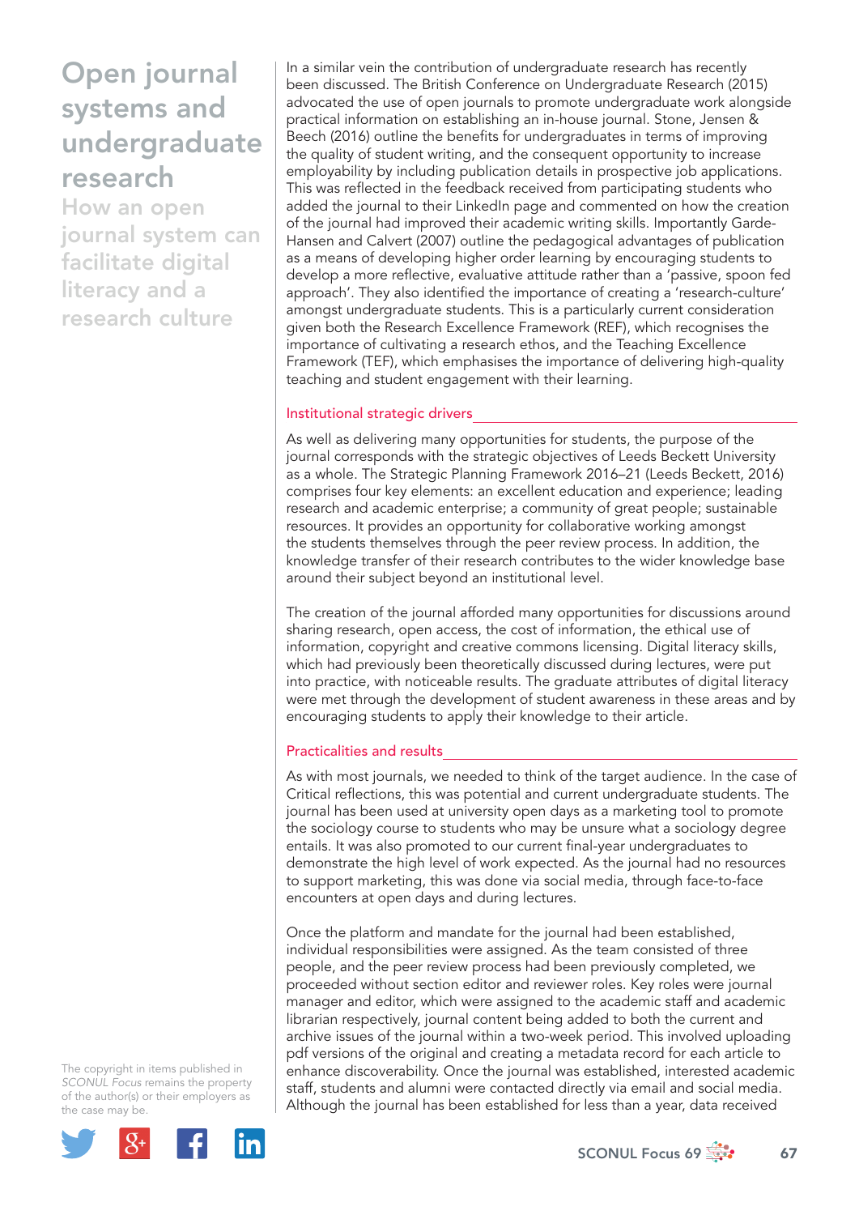# Open journal systems and undergraduate research

## How an open journal system can facilitate digital literacy and a research culture

In a similar vein the contribution of undergraduate research has recently been discussed. The British Conference on Undergraduate Research (2015) advocated the use of open journals to promote undergraduate work alongside practical information on establishing an in-house journal. Stone, Jensen & Beech (2016) outline the benefits for undergraduates in terms of improving the quality of student writing, and the consequent opportunity to increase employability by including publication details in prospective job applications. This was reflected in the feedback received from participating students who added the journal to their LinkedIn page and commented on how the creation of the journal had improved their academic writing skills. Importantly Garde-Hansen and Calvert (2007) outline the pedagogical advantages of publication as a means of developing higher order learning by encouraging students to develop a more reflective, evaluative attitude rather than a 'passive, spoon fed approach'. They also identified the importance of creating a 'research-culture' amongst undergraduate students. This is a particularly current consideration given both the Research Excellence Framework (REF), which recognises the importance of cultivating a research ethos, and the Teaching Excellence Framework (TEF), which emphasises the importance of delivering high-quality teaching and student engagement with their learning.

### Institutional strategic drivers

As well as delivering many opportunities for students, the purpose of the journal corresponds with the strategic objectives of Leeds Beckett University as a whole. The Strategic Planning Framework 2016–21 (Leeds Beckett, 2016) comprises four key elements: an excellent education and experience; leading research and academic enterprise; a community of great people; sustainable resources. It provides an opportunity for collaborative working amongst the students themselves through the peer review process. In addition, the knowledge transfer of their research contributes to the wider knowledge base around their subject beyond an institutional level.

The creation of the journal afforded many opportunities for discussions around sharing research, open access, the cost of information, the ethical use of information, copyright and creative commons licensing. Digital literacy skills, which had previously been theoretically discussed during lectures, were put into practice, with noticeable results. The graduate attributes of digital literacy were met through the development of student awareness in these areas and by encouraging students to apply their knowledge to their article.

### Practicalities and results

As with most journals, we needed to think of the target audience. In the case of Critical reflections, this was potential and current undergraduate students. The journal has been used at university open days as a marketing tool to promote the sociology course to students who may be unsure what a sociology degree entails. It was also promoted to our current final-year undergraduates to demonstrate the high level of work expected. As the journal had no resources to support marketing, this was done via social media, through face-to-face encounters at open days and during lectures.

Once the platform and mandate for the journal had been established, individual responsibilities were assigned. As the team consisted of three people, and the peer review process had been previously completed, we proceeded without section editor and reviewer roles. Key roles were journal manager and editor, which were assigned to the academic staff and academic librarian respectively, journal content being added to both the current and archive issues of the journal within a two-week period. This involved uploading pdf versions of the original and creating a metadata record for each article to enhance discoverability. Once the journal was established, interested academic staff, students and alumni were contacted directly via email and social media. Although the journal has been established for less than a year, data received

The copyright in items published in *SCONUL Focus* remains the property of the author(s) or their employers as the case may be.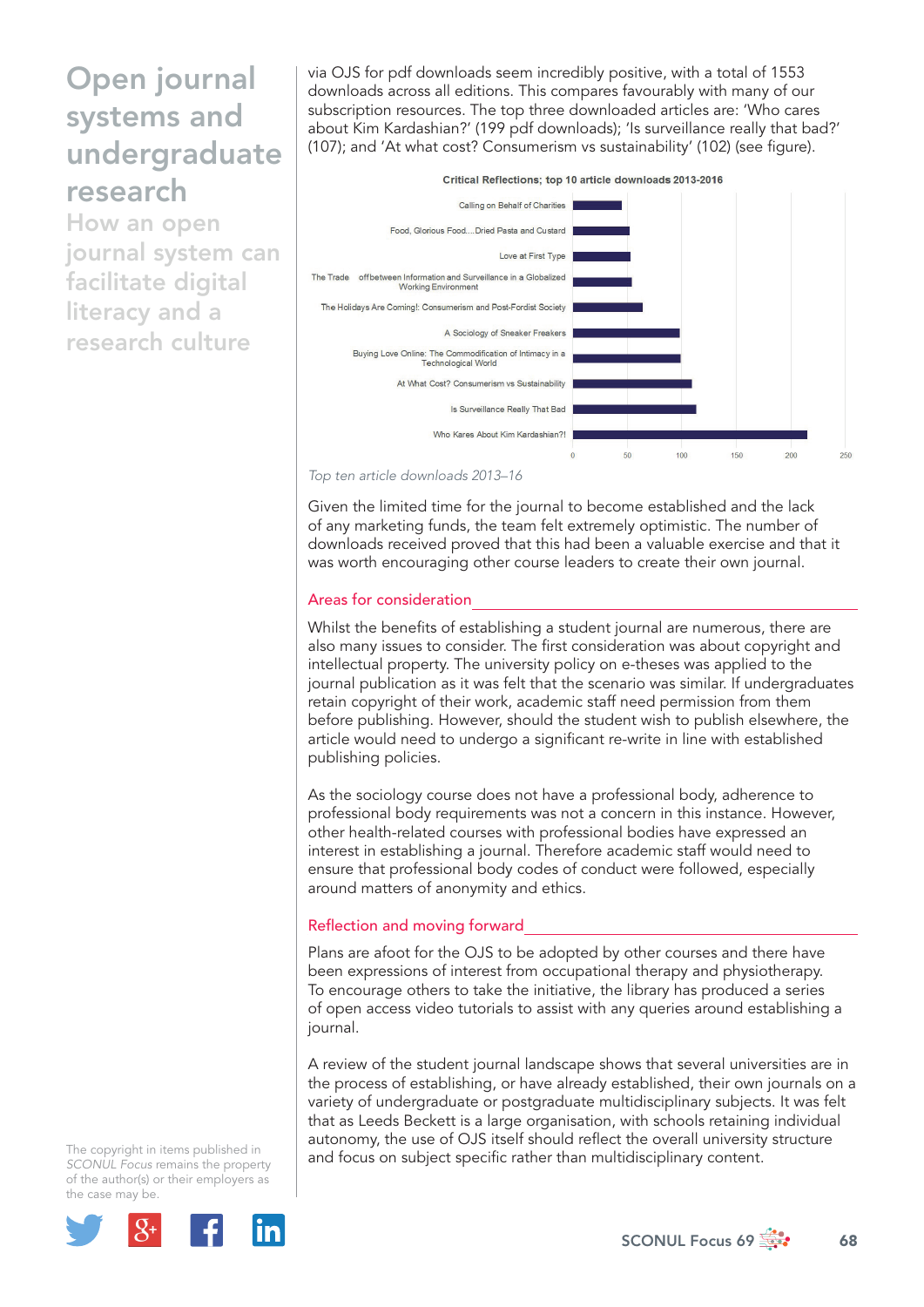via OJS for pdf downloads seem incredibly positive, with a total of 1553 downloads across all editions. This compares favourably with many of our subscription resources. The top three downloaded articles are: 'Who cares about Kim Kardashian?' (199 pdf downloads); 'Is surveillance really that bad?' (107); and 'At what cost? Consumerism vs sustainability' (102) (see figure).

**Critical Reflections; top 10 article downloads 2013-2016**

- Calling on Behalf of Charities
- Food, Glorious Food....Dried Pasta and Custard
- Love at First Type
- The Trade offbetween Information and Surveillance in a Globalized Working Environment
- The Holidays Are Coming!: Consumerism and Post-Fordist Society
- A Sociology of Sneaker Freakers
- Buying Love Online: The Commodification of Intimacy in a Technological World
- At What Cost? Consumerism vs Sustainability
- Is Surveillance Really That Bad
- Who Kares About Kim Kardashian?!

*Top ten article downloads 2013–16*

Given the limited time for the journal to become established and the lack of any marketing funds, the team felt extremely optimistic. The number of downloads received proved that this had been a valuable exercise and that it was worth encouraging other course leaders to create their own journal.

## Areas for consideration

Whilst the benefits of establishing a student journal are numerous, there are also many issues to consider. The first consideration was about copyright and intellectual property. The university policy on e-theses was applied to the journal publication as it was felt that the scenario was similar. If undergraduates retain copyright of their work, academic staff need permission from them before publishing. However, should the student wish to publish elsewhere, the article would need to undergo a significant re-write in line with established publishing policies.

As the sociology course does not have a professional body, adherence to professional body requirements was not a concern in this instance. However, other health-related courses with professional bodies have expressed an interest in establishing a journal. Therefore academic staff would need to ensure that professional body codes of conduct were followed, especially around matters of anonymity and ethics.

## Reflection and moving forward

Plans are afoot for the OJS to be adopted by other courses and there have been expressions of interest from occupational therapy and physiotherapy. To encourage others to take the initiative, the library has produced a series of open access video tutorials to assist with any queries around establishing a journal.

A review of the student journal landscape shows that several universities are in the process of establishing, or have already established, their own journals on a variety of undergraduate or postgraduate multidisciplinary subjects. It was felt that as Leeds Beckett is a large organisation, with schools retaining individual autonomy, the use of OJS itself should reflect the overall university structure and focus on subject specific rather than multidisciplinary content.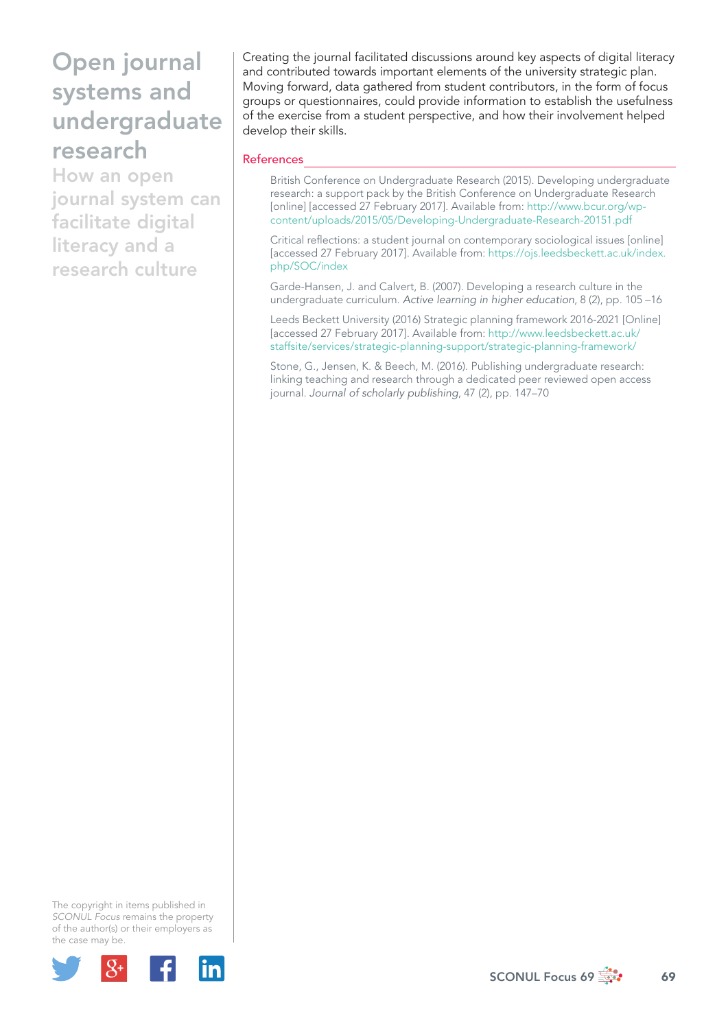# Open journal systems and undergraduate research

## How an open journal system can facilitate digital literacy and a research culture

Creating the journal facilitated discussions around key aspects of digital literacy and contributed towards important elements of the university strategic plan. Moving forward, data gathered from student contributors, in the form of focus groups or questionnaires, could provide information to establish the usefulness of the exercise from a student perspective, and how their involvement helped develop their skills.

### References

British Conference on Undergraduate Research (2015). Developing undergraduate research: a support pack by the British Conference on Undergraduate Research [online] [accessed 27 February 2017]. Available from: http://www.bcur.org/wp-content/uploads/2015/05/Developing-Undergraduate-Research-20151.pdf

Critical reflections: a student journal on contemporary sociological issues [online] [accessed 27 February 2017]. Available from: https://ojs.leedsbeckett.ac.uk/index.php/SOC/index

Garde-Hansen, J. and Calvert, B. (2007). Developing a research culture in the undergraduate curriculum. *Active learning in higher education*, 8 (2), pp. 105 –16

Leeds Beckett University (2016) Strategic planning framework 2016-2021 [Online] [accessed 27 February 2017]. Available from: http://www.leedsbeckett.ac.uk/staffsite/services/strategic-planning-support/strategic-planning-framework/

Stone, G., Jensen, K. & Beech, M. (2016). Publishing undergraduate research: linking teaching and research through a dedicated peer reviewed open access journal. *Journal of scholarly publishing*, 47 (2), pp. 147–70

The copyright in items published in *SCONUL Focus* remains the property of the author(s) or their employers as the case may be.